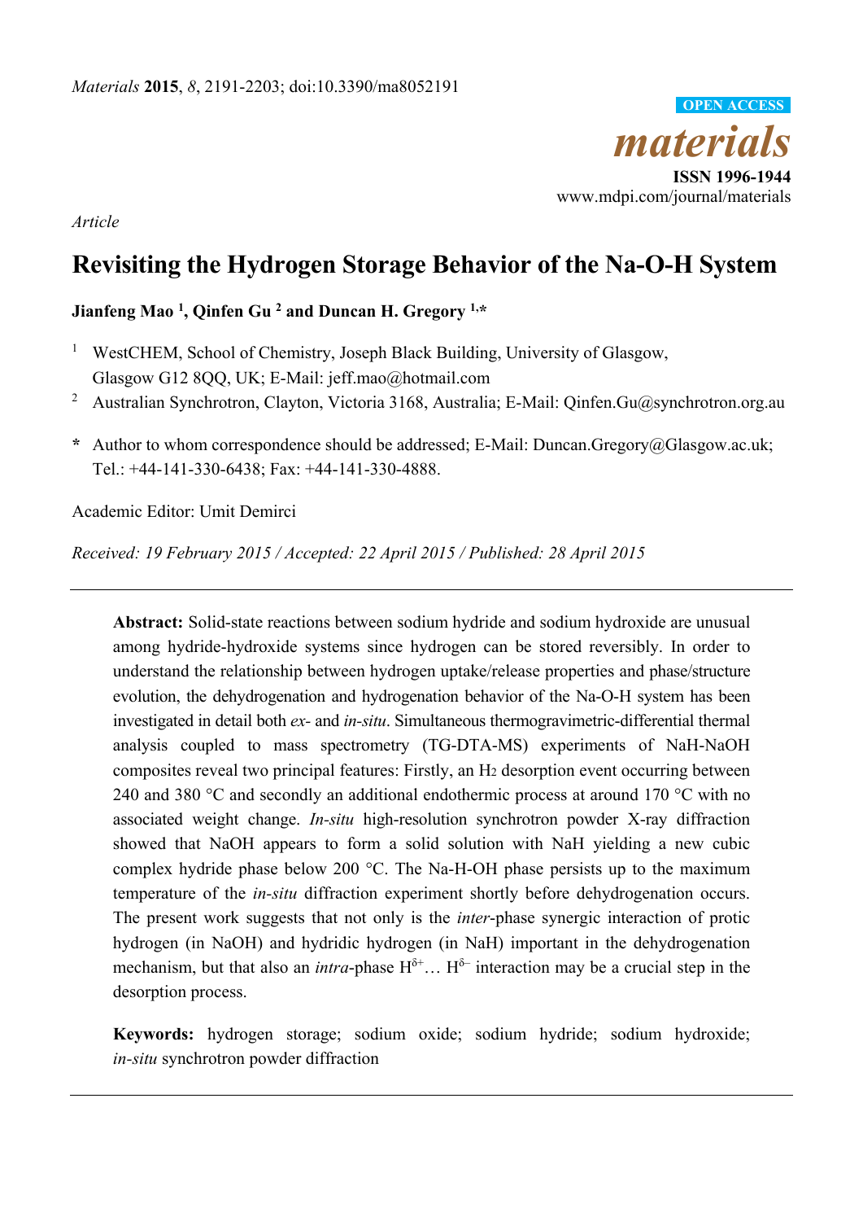*Materials* **2015**, *8*, 2191-2203; doi:10.3390/ma8052191

OPEN ACCESS

*materials*

**ISSN 1996-1944**

www.mdpi.com/journal/materials

*Article*

# Revisiting the Hydrogen Storage Behavior of the Na-O-H System

**Jianfeng Mao [1], Qinfen Gu [2] and Duncan H. Gregory [1,*]**

[1] WestCHEM, School of Chemistry, Joseph Black Building, University of Glasgow, Glasgow G12 8QQ, UK; E-Mail: jeff.mao@hotmail.com

[2] Australian Synchrotron, Clayton, Victoria 3168, Australia; E-Mail: Qinfen.Gu@synchrotron.org.au

**\*** Author to whom correspondence should be addressed; E-Mail: Duncan.Gregory@Glasgow.ac.uk; Tel.: +44-141-330-6438; Fax: +44-141-330-4888.

Academic Editor: Umit Demirci

*Received: 19 February 2015 / Accepted: 22 April 2015 / Published: 28 April 2015*

---

**Abstract:** Solid-state reactions between sodium hydride and sodium hydroxide are unusual among hydride-hydroxide systems since hydrogen can be stored reversibly. In order to understand the relationship between hydrogen uptake/release properties and phase/structure evolution, the dehydrogenation and hydrogenation behavior of the Na-O-H system has been investigated in detail both *ex-* and *in-situ*. Simultaneous thermogravimetric-differential thermal analysis coupled to mass spectrometry (TG-DTA-MS) experiments of NaH-NaOH composites reveal two principal features: Firstly, an $H_2$ desorption event occurring between 240 and 380 °C and secondly an additional endothermic process at around 170 °C with no associated weight change. *In-situ* high-resolution synchrotron powder X-ray diffraction showed that NaOH appears to form a solid solution with NaH yielding a new cubic complex hydride phase below 200 °C. The Na-H-OH phase persists up to the maximum temperature of the *in-situ* diffraction experiment shortly before dehydrogenation occurs. The present work suggests that not only is the *inter*-phase synergic interaction of protic hydrogen (in NaOH) and hydridic hydrogen (in NaH) important in the dehydrogenation mechanism, but that also an *intra*-phase $H^{\delta+}$… $H^{\delta-}$ interaction may be a crucial step in the desorption process.

**Keywords:** hydrogen storage; sodium oxide; sodium hydride; sodium hydroxide; *in-situ* synchrotron powder diffraction

---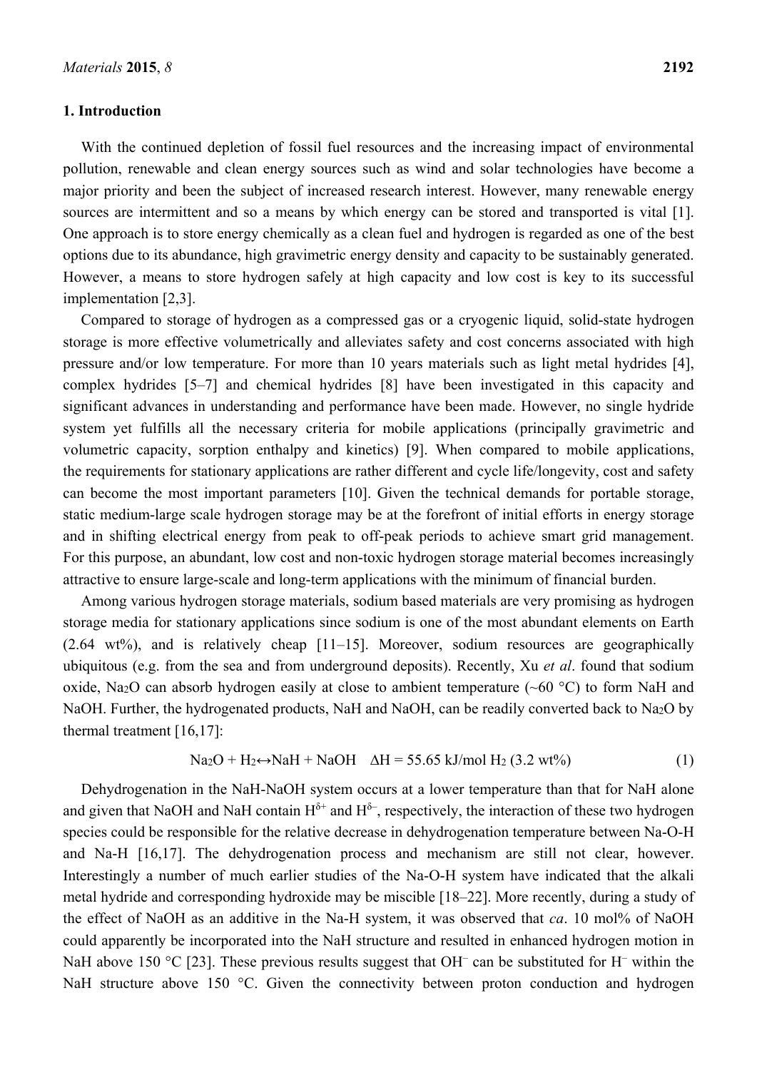## 1. Introduction

With the continued depletion of fossil fuel resources and the increasing impact of environmental pollution, renewable and clean energy sources such as wind and solar technologies have become a major priority and been the subject of increased research interest. However, many renewable energy sources are intermittent and so a means by which energy can be stored and transported is vital [1]. One approach is to store energy chemically as a clean fuel and hydrogen is regarded as one of the best options due to its abundance, high gravimetric energy density and capacity to be sustainably generated. However, a means to store hydrogen safely at high capacity and low cost is key to its successful implementation [2,3].

Compared to storage of hydrogen as a compressed gas or a cryogenic liquid, solid-state hydrogen storage is more effective volumetrically and alleviates safety and cost concerns associated with high pressure and/or low temperature. For more than 10 years materials such as light metal hydrides [4], complex hydrides [5–7] and chemical hydrides [8] have been investigated in this capacity and significant advances in understanding and performance have been made. However, no single hydride system yet fulfills all the necessary criteria for mobile applications (principally gravimetric and volumetric capacity, sorption enthalpy and kinetics) [9]. When compared to mobile applications, the requirements for stationary applications are rather different and cycle life/longevity, cost and safety can become the most important parameters [10]. Given the technical demands for portable storage, static medium-large scale hydrogen storage may be at the forefront of initial efforts in energy storage and in shifting electrical energy from peak to off-peak periods to achieve smart grid management. For this purpose, an abundant, low cost and non-toxic hydrogen storage material becomes increasingly attractive to ensure large-scale and long-term applications with the minimum of financial burden.

Among various hydrogen storage materials, sodium based materials are very promising as hydrogen storage media for stationary applications since sodium is one of the most abundant elements on Earth (2.64 wt%), and is relatively cheap [11–15]. Moreover, sodium resources are geographically ubiquitous (e.g. from the sea and from underground deposits). Recently, Xu *et al*. found that sodium oxide, $Na_2O$ can absorb hydrogen easily at close to ambient temperature (~60 °C) to form NaH and NaOH. Further, the hydrogenated products, NaH and NaOH, can be readily converted back to $Na_2O$ by thermal treatment [16,17]:

$$Na_2O + H_2 \leftrightarrow NaH + NaOH \quad \Delta H = 55.65 \text{ kJ/mol } H_2 \text{ (3.2 wt\%)} \tag{1}$$

Dehydrogenation in the NaH-NaOH system occurs at a lower temperature than that for NaH alone and given that NaOH and NaH contain $H^{\delta+}$ and $H^{\delta-}$, respectively, the interaction of these two hydrogen species could be responsible for the relative decrease in dehydrogenation temperature between Na-O-H and Na-H [16,17]. The dehydrogenation process and mechanism are still not clear, however. Interestingly a number of much earlier studies of the Na-O-H system have indicated that the alkali metal hydride and corresponding hydroxide may be miscible [18–22]. More recently, during a study of the effect of NaOH as an additive in the Na-H system, it was observed that *ca*. 10 mol% of NaOH could apparently be incorporated into the NaH structure and resulted in enhanced hydrogen motion in NaH above 150 °C [23]. These previous results suggest that $OH^-$ can be substituted for $H^-$ within the NaH structure above 150 °C. Given the connectivity between proton conduction and hydrogen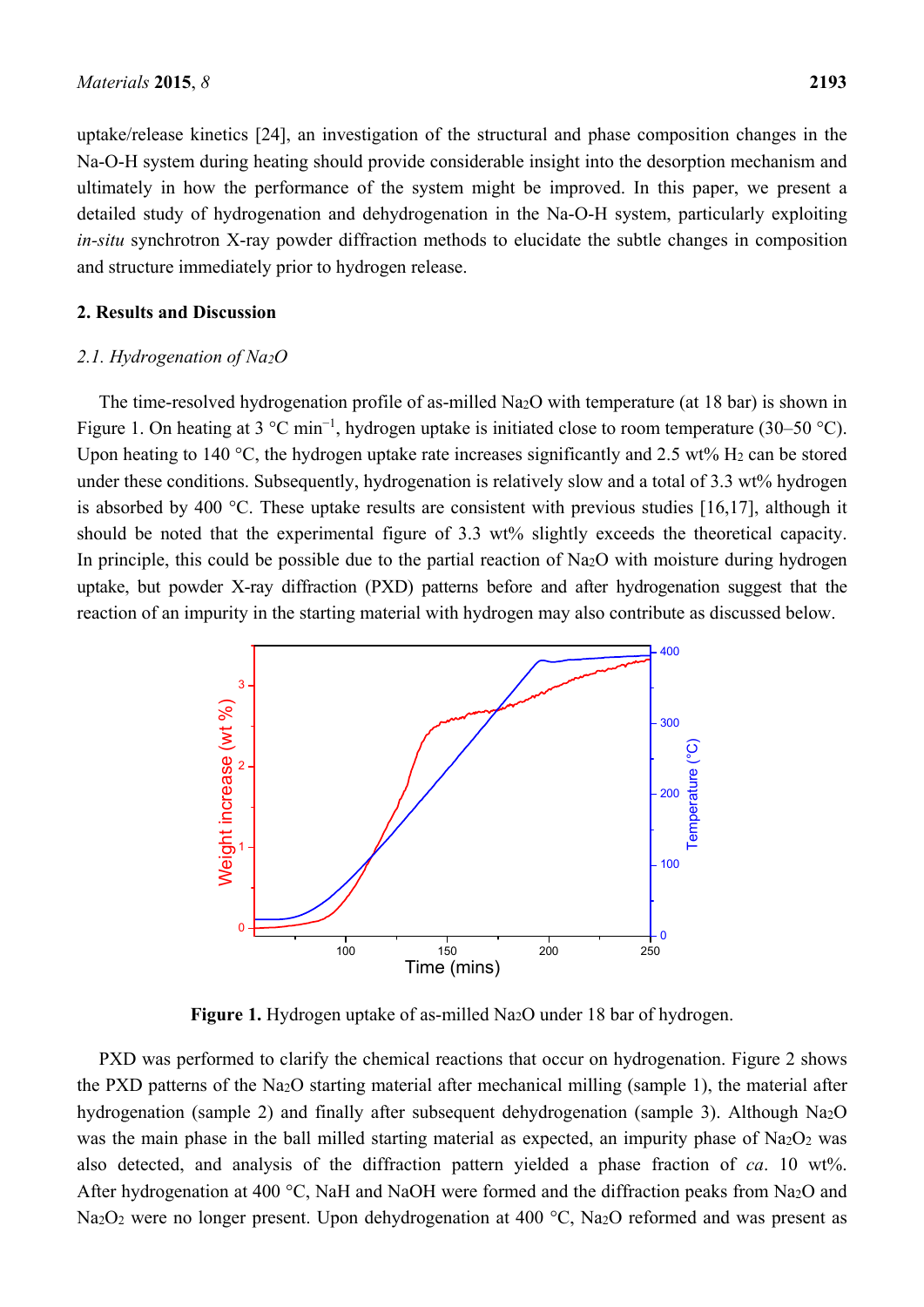uptake/release kinetics [24], an investigation of the structural and phase composition changes in the Na-O-H system during heating should provide considerable insight into the desorption mechanism and ultimately in how the performance of the system might be improved. In this paper, we present a detailed study of hydrogenation and dehydrogenation in the Na-O-H system, particularly exploiting *in-situ* synchrotron X-ray powder diffraction methods to elucidate the subtle changes in composition and structure immediately prior to hydrogen release.

## 2. Results and Discussion

### 2.1. Hydrogenation of $Na_2O$

The time-resolved hydrogenation profile of as-milled $Na_2O$ with temperature (at 18 bar) is shown in Figure 1. On heating at 3 °C min$^{-1}$, hydrogen uptake is initiated close to room temperature (30–50 °C). Upon heating to 140 °C, the hydrogen uptake rate increases significantly and 2.5 wt% $H_2$ can be stored under these conditions. Subsequently, hydrogenation is relatively slow and a total of 3.3 wt% hydrogen is absorbed by 400 °C. These uptake results are consistent with previous studies [16,17], although it should be noted that the experimental figure of 3.3 wt% slightly exceeds the theoretical capacity. In principle, this could be possible due to the partial reaction of $Na_2O$ with moisture during hydrogen uptake, but powder X-ray diffraction (PXD) patterns before and after hydrogenation suggest that the reaction of an impurity in the starting material with hydrogen may also contribute as discussed below.

**Figure 1.** Hydrogen uptake of as-milled $Na_2O$ under 18 bar of hydrogen.

PXD was performed to clarify the chemical reactions that occur on hydrogenation. Figure 2 shows the PXD patterns of the $Na_2O$ starting material after mechanical milling (sample 1), the material after hydrogenation (sample 2) and finally after subsequent dehydrogenation (sample 3). Although $Na_2O$ was the main phase in the ball milled starting material as expected, an impurity phase of $Na_2O_2$ was also detected, and analysis of the diffraction pattern yielded a phase fraction of *ca*. 10 wt%. After hydrogenation at 400 °C, NaH and NaOH were formed and the diffraction peaks from $Na_2O$ and $Na_2O_2$ were no longer present. Upon dehydrogenation at 400 °C, $Na_2O$ reformed and was present as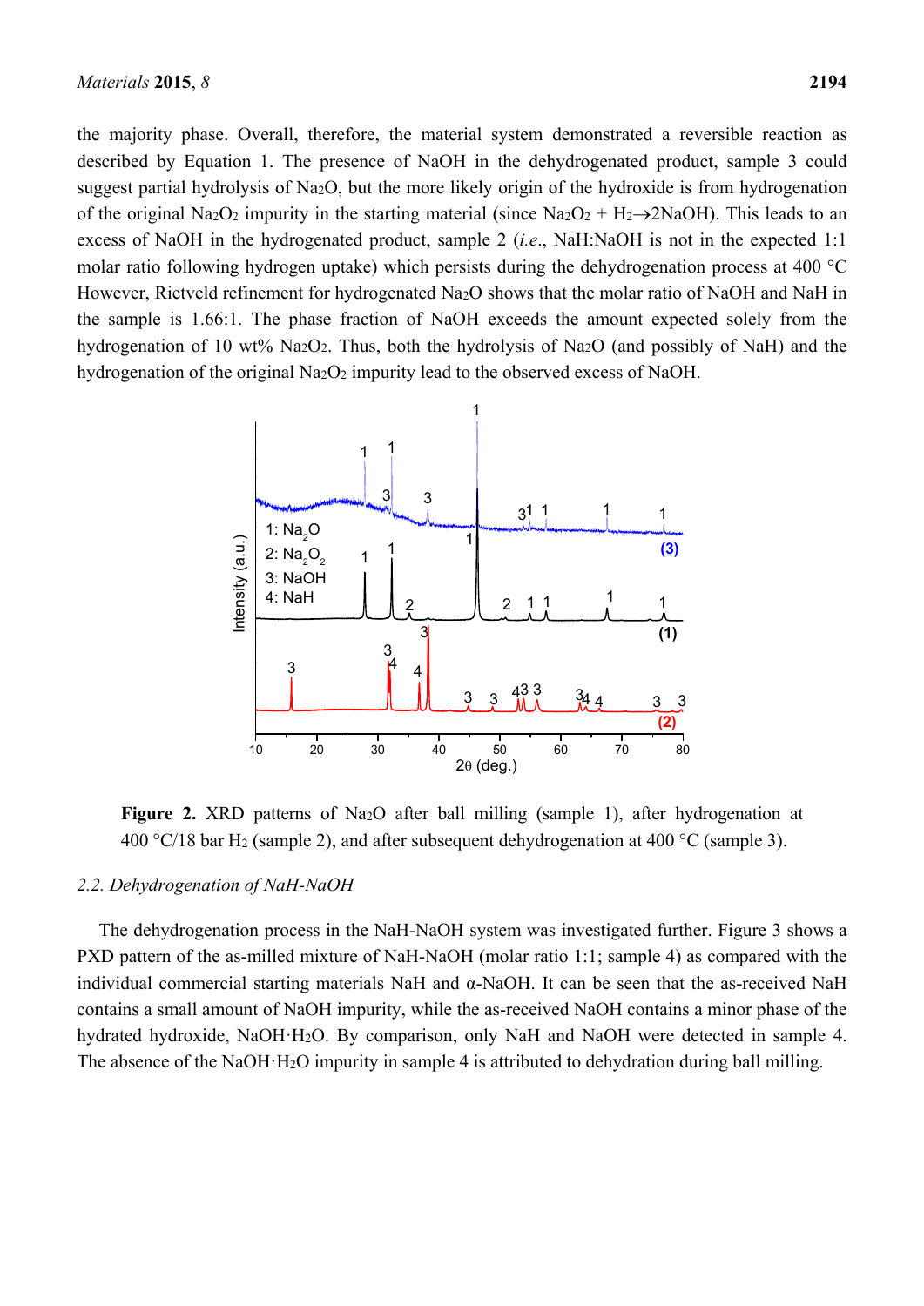the majority phase. Overall, therefore, the material system demonstrated a reversible reaction as described by Equation 1. The presence of NaOH in the dehydrogenated product, sample 3 could suggest partial hydrolysis of $Na_2O$, but the more likely origin of the hydroxide is from hydrogenation of the original $Na_2O_2$ impurity in the starting material (since $Na_2O_2 + H_2 \rightarrow 2NaOH$). This leads to an excess of NaOH in the hydrogenated product, sample 2 (*i.e.*, NaH:NaOH is not in the expected 1:1 molar ratio following hydrogen uptake) which persists during the dehydrogenation process at 400 °C However, Rietveld refinement for hydrogenated $Na_2O$ shows that the molar ratio of NaOH and NaH in the sample is 1.66:1. The phase fraction of NaOH exceeds the amount expected solely from the hydrogenation of 10 wt% $Na_2O_2$. Thus, both the hydrolysis of $Na_2O$ (and possibly of NaH) and the hydrogenation of the original $Na_2O_2$ impurity lead to the observed excess of NaOH.

**Figure 2.** XRD patterns of $Na_2O$ after ball milling (sample 1), after hydrogenation at 400 °C/18 bar $H_2$ (sample 2), and after subsequent dehydrogenation at 400 °C (sample 3).

### 2.2. Dehydrogenation of NaH-NaOH

The dehydrogenation process in the NaH-NaOH system was investigated further. Figure 3 shows a PXD pattern of the as-milled mixture of NaH-NaOH (molar ratio 1:1; sample 4) as compared with the individual commercial starting materials NaH and α-NaOH. It can be seen that the as-received NaH contains a small amount of NaOH impurity, while the as-received NaOH contains a minor phase of the hydrated hydroxide, $NaOH{\cdot}H_2O$. By comparison, only NaH and NaOH were detected in sample 4. The absence of the $NaOH{\cdot}H_2O$ impurity in sample 4 is attributed to dehydration during ball milling.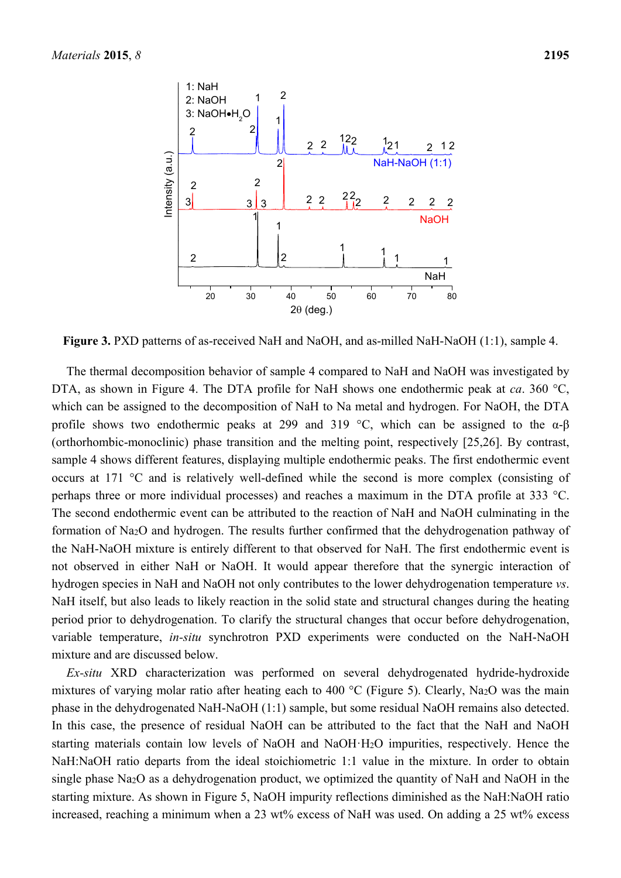**Figure 3.** PXD patterns of as-received NaH and NaOH, and as-milled NaH-NaOH (1:1), sample 4.

The thermal decomposition behavior of sample 4 compared to NaH and NaOH was investigated by DTA, as shown in Figure 4. The DTA profile for NaH shows one endothermic peak at *ca*. 360 °C, which can be assigned to the decomposition of NaH to Na metal and hydrogen. For NaOH, the DTA profile shows two endothermic peaks at 299 and 319 °C, which can be assigned to the α-β (orthorhombic-monoclinic) phase transition and the melting point, respectively [25,26]. By contrast, sample 4 shows different features, displaying multiple endothermic peaks. The first endothermic event occurs at 171 °C and is relatively well-defined while the second is more complex (consisting of perhaps three or more individual processes) and reaches a maximum in the DTA profile at 333 °C. The second endothermic event can be attributed to the reaction of NaH and NaOH culminating in the formation of $Na_2O$ and hydrogen. The results further confirmed that the dehydrogenation pathway of the NaH-NaOH mixture is entirely different to that observed for NaH. The first endothermic event is not observed in either NaH or NaOH. It would appear therefore that the synergic interaction of hydrogen species in NaH and NaOH not only contributes to the lower dehydrogenation temperature *vs*. NaH itself, but also leads to likely reaction in the solid state and structural changes during the heating period prior to dehydrogenation. To clarify the structural changes that occur before dehydrogenation, variable temperature, *in-situ* synchrotron PXD experiments were conducted on the NaH-NaOH mixture and are discussed below.

*Ex-situ* XRD characterization was performed on several dehydrogenated hydride-hydroxide mixtures of varying molar ratio after heating each to 400 °C (Figure 5). Clearly, $Na_2O$ was the main phase in the dehydrogenated NaH-NaOH (1:1) sample, but some residual NaOH remains also detected. In this case, the presence of residual NaOH can be attributed to the fact that the NaH and NaOH starting materials contain low levels of NaOH and $NaOH{\cdot}H_2O$ impurities, respectively. Hence the NaH:NaOH ratio departs from the ideal stoichiometric 1:1 value in the mixture. In order to obtain single phase $Na_2O$ as a dehydrogenation product, we optimized the quantity of NaH and NaOH in the starting mixture. As shown in Figure 5, NaOH impurity reflections diminished as the NaH:NaOH ratio increased, reaching a minimum when a 23 wt% excess of NaH was used. On adding a 25 wt% excess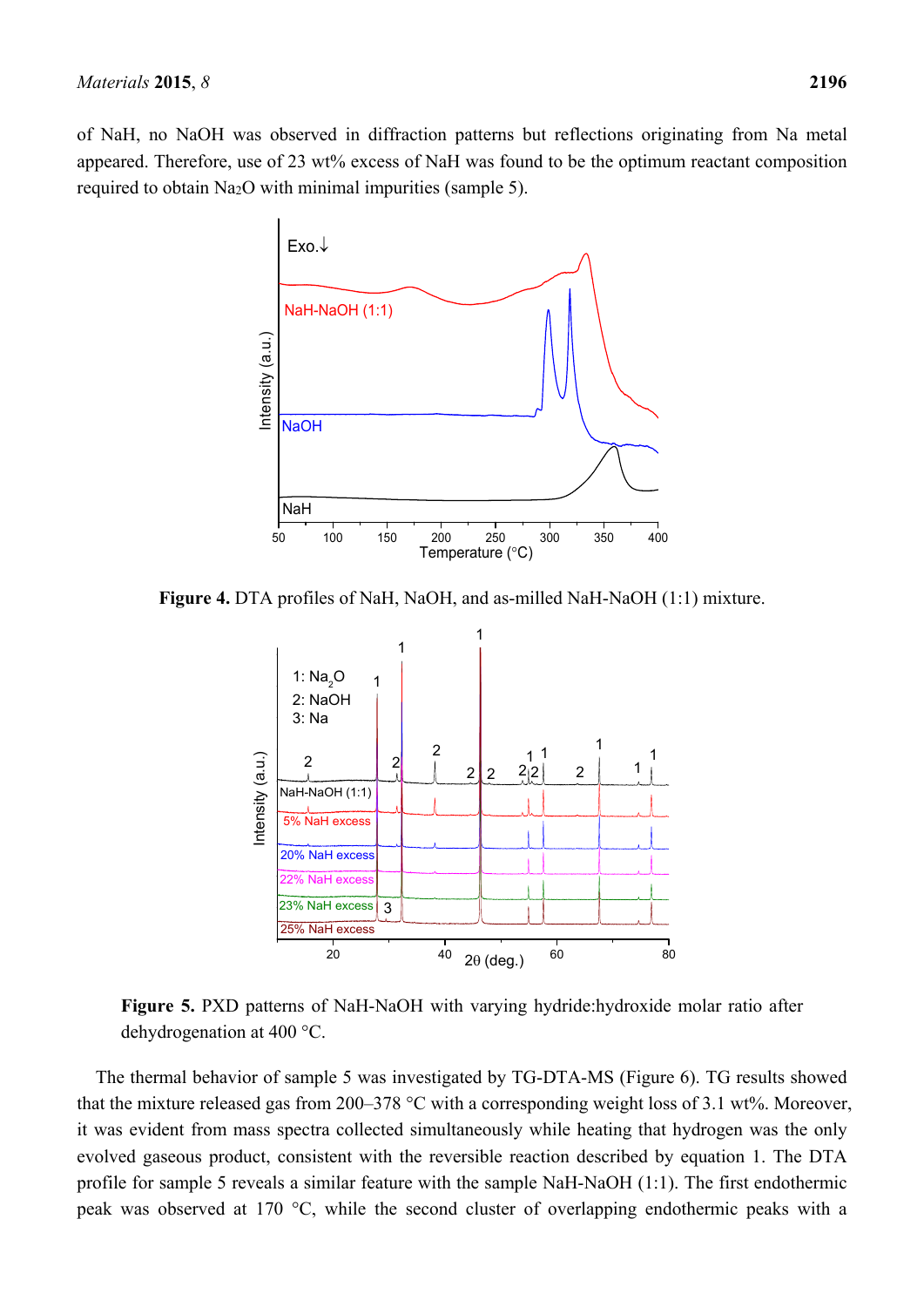of NaH, no NaOH was observed in diffraction patterns but reflections originating from Na metal appeared. Therefore, use of 23 wt% excess of NaH was found to be the optimum reactant composition required to obtain $Na_2O$ with minimal impurities (sample 5).

**Figure 4.** DTA profiles of NaH, NaOH, and as-milled NaH-NaOH (1:1) mixture.

**Figure 5.** PXD patterns of NaH-NaOH with varying hydride:hydroxide molar ratio after dehydrogenation at 400 °C.

The thermal behavior of sample 5 was investigated by TG-DTA-MS (Figure 6). TG results showed that the mixture released gas from 200–378 °C with a corresponding weight loss of 3.1 wt%. Moreover, it was evident from mass spectra collected simultaneously while heating that hydrogen was the only evolved gaseous product, consistent with the reversible reaction described by equation 1. The DTA profile for sample 5 reveals a similar feature with the sample NaH-NaOH (1:1). The first endothermic peak was observed at 170 °C, while the second cluster of overlapping endothermic peaks with a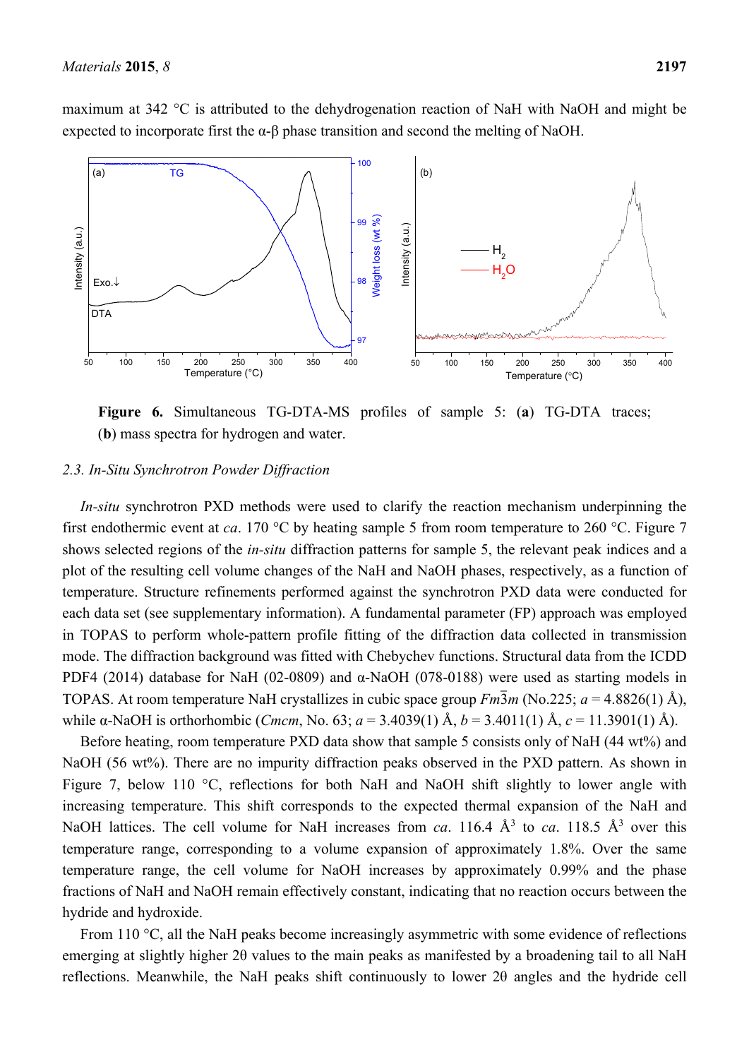maximum at 342 °C is attributed to the dehydrogenation reaction of NaH with NaOH and might be expected to incorporate first the α-β phase transition and second the melting of NaOH.

**Figure 6.** Simultaneous TG-DTA-MS profiles of sample 5: (**a**) TG-DTA traces; (**b**) mass spectra for hydrogen and water.

### 2.3. In-Situ Synchrotron Powder Diffraction

*In-situ* synchrotron PXD methods were used to clarify the reaction mechanism underpinning the first endothermic event at *ca*. 170 °C by heating sample 5 from room temperature to 260 °C. Figure 7 shows selected regions of the *in-situ* diffraction patterns for sample 5, the relevant peak indices and a plot of the resulting cell volume changes of the NaH and NaOH phases, respectively, as a function of temperature. Structure refinements performed against the synchrotron PXD data were conducted for each data set (see supplementary information). A fundamental parameter (FP) approach was employed in TOPAS to perform whole-pattern profile fitting of the diffraction data collected in transmission mode. The diffraction background was fitted with Chebychev functions. Structural data from the ICDD PDF4 (2014) database for NaH (02-0809) and α-NaOH (078-0188) were used as starting models in TOPAS. At room temperature NaH crystallizes in cubic space group $Fm\bar{3}m$ (No.225; $a$ = 4.8826(1) Å), while α-NaOH is orthorhombic (*Cmcm*, No. 63; $a$ = 3.4039(1) Å, $b$ = 3.4011(1) Å, $c$ = 11.3901(1) Å).

Before heating, room temperature PXD data show that sample 5 consists only of NaH (44 wt%) and NaOH (56 wt%). There are no impurity diffraction peaks observed in the PXD pattern. As shown in Figure 7, below 110 °C, reflections for both NaH and NaOH shift slightly to lower angle with increasing temperature. This shift corresponds to the expected thermal expansion of the NaH and NaOH lattices. The cell volume for NaH increases from *ca*. 116.4 Å$^3$ to *ca*. 118.5 Å$^3$ over this temperature range, corresponding to a volume expansion of approximately 1.8%. Over the same temperature range, the cell volume for NaOH increases by approximately 0.99% and the phase fractions of NaH and NaOH remain effectively constant, indicating that no reaction occurs between the hydride and hydroxide.

From 110 °C, all the NaH peaks become increasingly asymmetric with some evidence of reflections emerging at slightly higher 2θ values to the main peaks as manifested by a broadening tail to all NaH reflections. Meanwhile, the NaH peaks shift continuously to lower 2θ angles and the hydride cell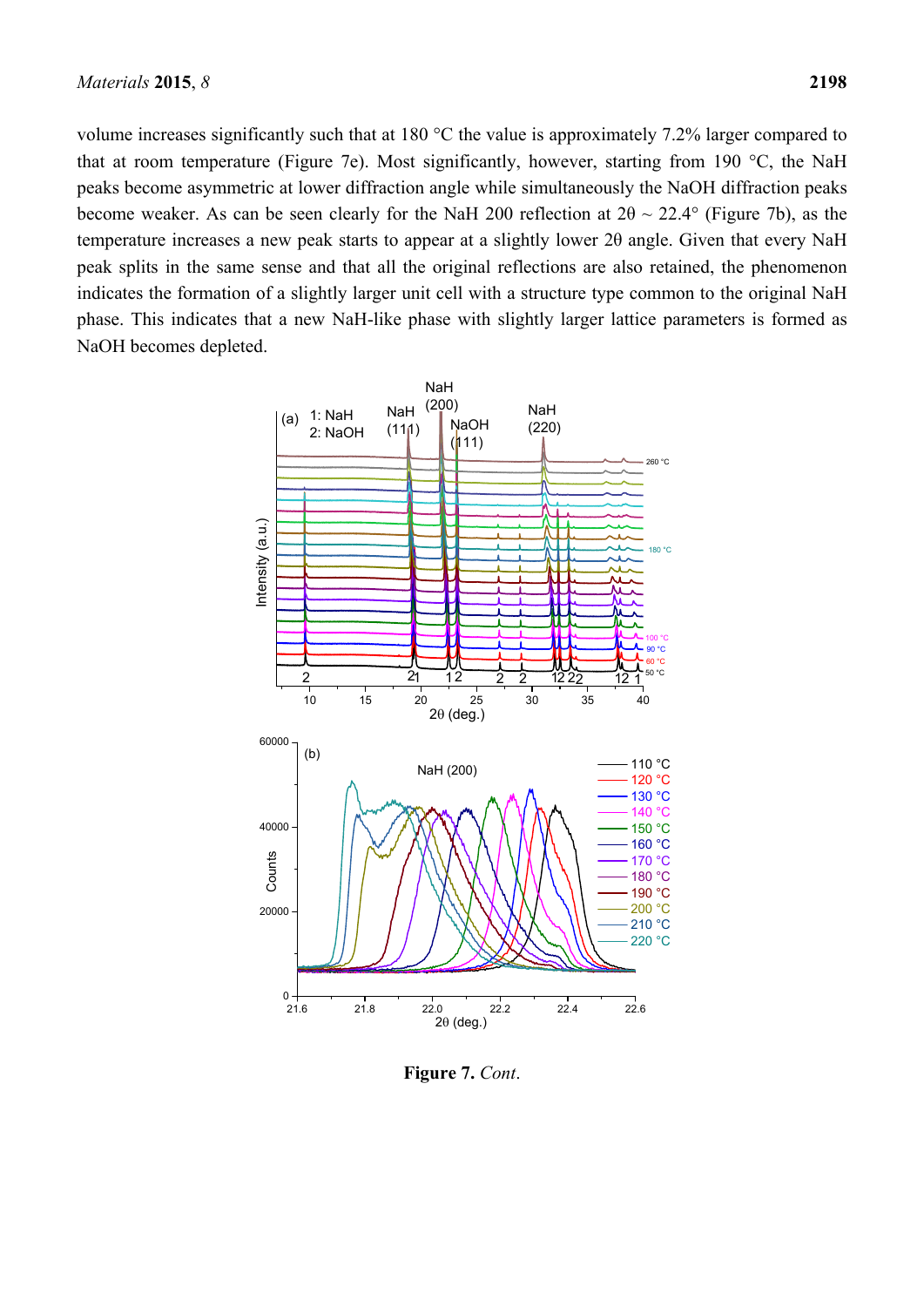volume increases significantly such that at 180 °C the value is approximately 7.2% larger compared to that at room temperature (Figure 7e). Most significantly, however, starting from 190 °C, the NaH peaks become asymmetric at lower diffraction angle while simultaneously the NaOH diffraction peaks become weaker. As can be seen clearly for the NaH 200 reflection at 2θ ~ 22.4° (Figure 7b), as the temperature increases a new peak starts to appear at a slightly lower 2θ angle. Given that every NaH peak splits in the same sense and that all the original reflections are also retained, the phenomenon indicates the formation of a slightly larger unit cell with a structure type common to the original NaH phase. This indicates that a new NaH-like phase with slightly larger lattice parameters is formed as NaOH becomes depleted.

**Figure 7.** *Cont.*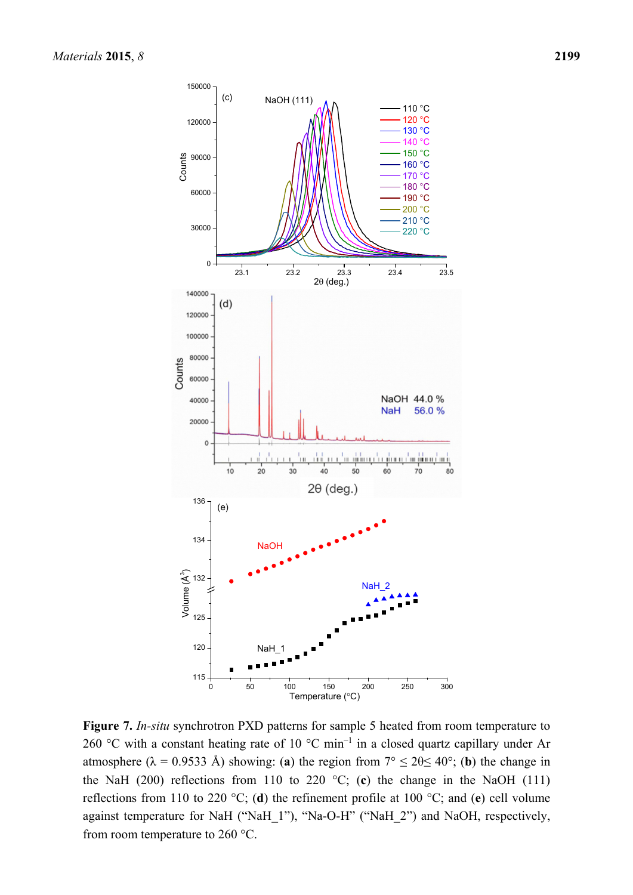**Figure 7.** *In-situ* synchrotron PXD patterns for sample 5 heated from room temperature to 260 °C with a constant heating rate of 10 °C min$^{-1}$ in a closed quartz capillary under Ar atmosphere (λ = 0.9533 Å) showing: (**a**) the region from 7° ≤ 2θ≤ 40°; (**b**) the change in the NaH (200) reflections from 110 to 220 °C; (**c**) the change in the NaOH (111) reflections from 110 to 220 °C; (**d**) the refinement profile at 100 °C; and (**e**) cell volume against temperature for NaH ("NaH_1"), "Na-O-H" ("NaH_2") and NaOH, respectively, from room temperature to 260 °C.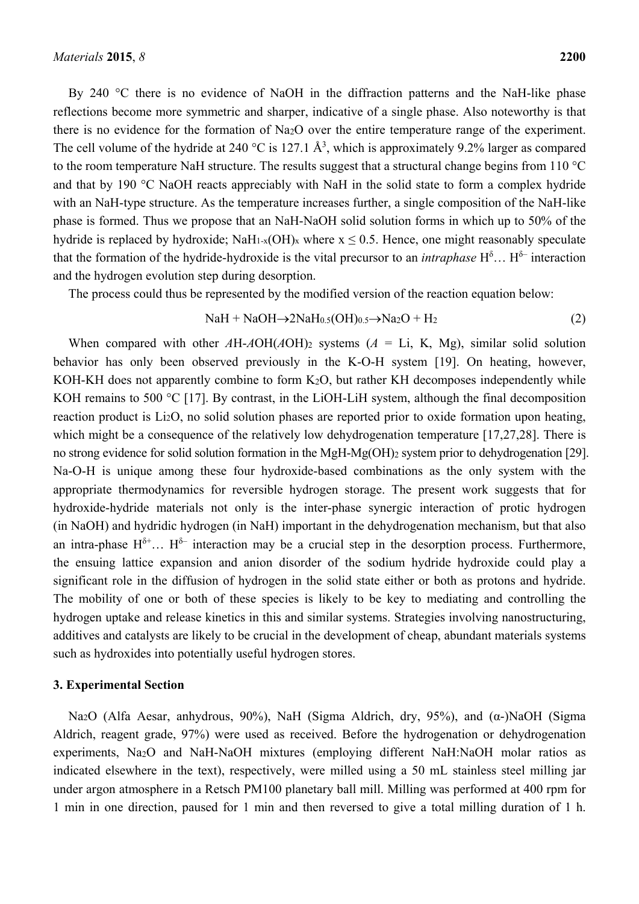By 240 °C there is no evidence of NaOH in the diffraction patterns and the NaH-like phase reflections become more symmetric and sharper, indicative of a single phase. Also noteworthy is that there is no evidence for the formation of $Na_2O$ over the entire temperature range of the experiment. The cell volume of the hydride at 240 °C is 127.1 Å$^3$, which is approximately 9.2% larger as compared to the room temperature NaH structure. The results suggest that a structural change begins from 110 °C and that by 190 °C NaOH reacts appreciably with NaH in the solid state to form a complex hydride with an NaH-type structure. As the temperature increases further, a single composition of the NaH-like phase is formed. Thus we propose that an NaH-NaOH solid solution forms in which up to 50% of the hydride is replaced by hydroxide; $NaH_{1-x}(OH)_x$ where $x \leq 0.5$. Hence, one might reasonably speculate that the formation of the hydride-hydroxide is the vital precursor to an *intraphase* $H^{\delta}$… $H^{\delta-}$ interaction and the hydrogen evolution step during desorption.

The process could thus be represented by the modified version of the reaction equation below:

$$NaH + NaOH \rightarrow 2NaH_{0.5}(OH)_{0.5} \rightarrow Na_2O + H_2 \tag{2}$$

When compared with other *A*H-*A*OH(*A*OH)$_2$ systems (*A* = Li, K, Mg), similar solid solution behavior has only been observed previously in the K-O-H system [19]. On heating, however, KOH-KH does not apparently combine to form $K_2O$, but rather KH decomposes independently while KOH remains to 500 °C [17]. By contrast, in the LiOH-LiH system, although the final decomposition reaction product is $Li_2O$, no solid solution phases are reported prior to oxide formation upon heating, which might be a consequence of the relatively low dehydrogenation temperature [17,27,28]. There is no strong evidence for solid solution formation in the MgH-$Mg(OH)_2$ system prior to dehydrogenation [29]. Na-O-H is unique among these four hydroxide-based combinations as the only system with the appropriate thermodynamics for reversible hydrogen storage. The present work suggests that for hydroxide-hydride materials not only is the inter-phase synergic interaction of protic hydrogen (in NaOH) and hydridic hydrogen (in NaH) important in the dehydrogenation mechanism, but that also an intra-phase $H^{\delta+}$… $H^{\delta-}$ interaction may be a crucial step in the desorption process. Furthermore, the ensuing lattice expansion and anion disorder of the sodium hydride hydroxide could play a significant role in the diffusion of hydrogen in the solid state either or both as protons and hydride. The mobility of one or both of these species is likely to be key to mediating and controlling the hydrogen uptake and release kinetics in this and similar systems. Strategies involving nanostructuring, additives and catalysts are likely to be crucial in the development of cheap, abundant materials systems such as hydroxides into potentially useful hydrogen stores.

## 3. Experimental Section

$Na_2O$ (Alfa Aesar, anhydrous, 90%), NaH (Sigma Aldrich, dry, 95%), and (α-)NaOH (Sigma Aldrich, reagent grade, 97%) were used as received. Before the hydrogenation or dehydrogenation experiments, $Na_2O$ and NaH-NaOH mixtures (employing different NaH:NaOH molar ratios as indicated elsewhere in the text), respectively, were milled using a 50 mL stainless steel milling jar under argon atmosphere in a Retsch PM100 planetary ball mill. Milling was performed at 400 rpm for 1 min in one direction, paused for 1 min and then reversed to give a total milling duration of 1 h.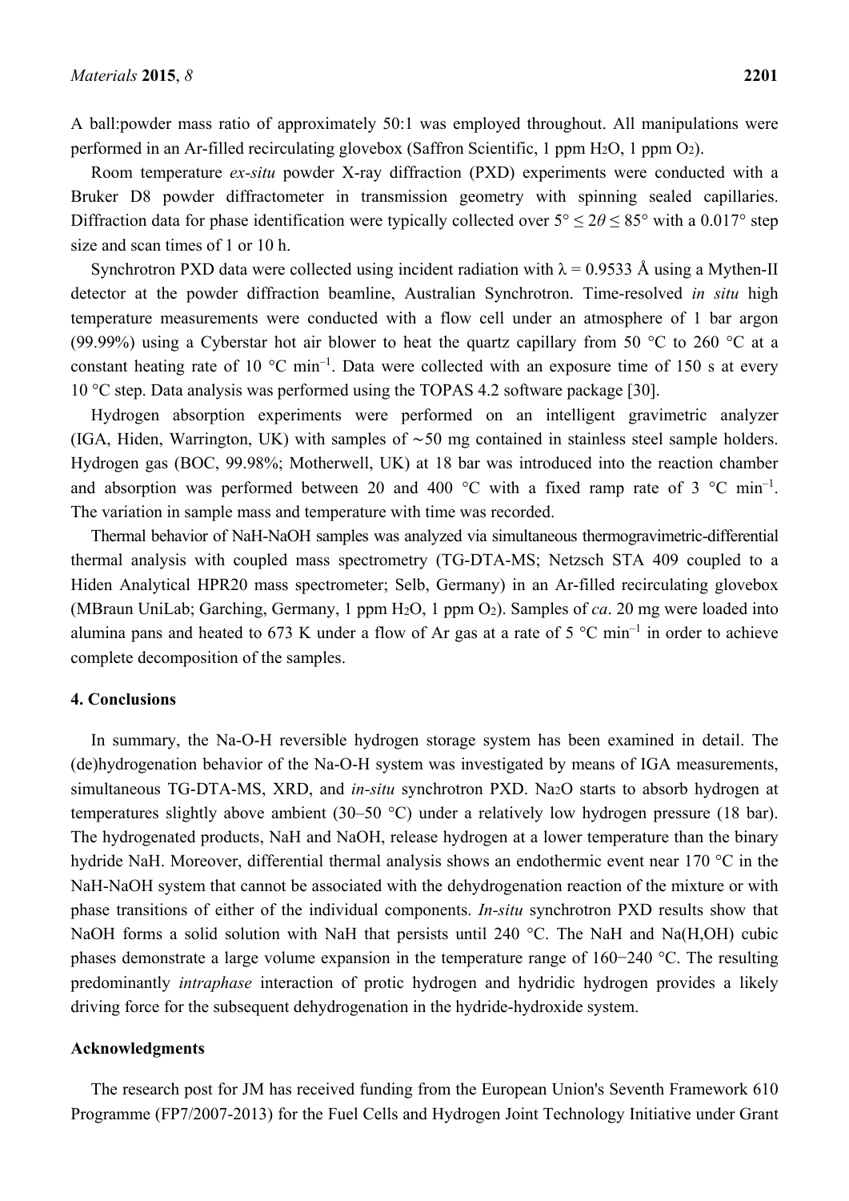A ball:powder mass ratio of approximately 50:1 was employed throughout. All manipulations were performed in an Ar-filled recirculating glovebox (Saffron Scientific, 1 ppm $H_2O$, 1 ppm $O_2$).

Room temperature *ex-situ* powder X-ray diffraction (PXD) experiments were conducted with a Bruker D8 powder diffractometer in transmission geometry with spinning sealed capillaries. Diffraction data for phase identification were typically collected over $5° \leq 2\theta \leq 85°$ with a 0.017° step size and scan times of 1 or 10 h.

Synchrotron PXD data were collected using incident radiation with $\lambda = 0.9533$ Å using a Mythen-II detector at the powder diffraction beamline, Australian Synchrotron. Time-resolved *in situ* high temperature measurements were conducted with a flow cell under an atmosphere of 1 bar argon (99.99%) using a Cyberstar hot air blower to heat the quartz capillary from 50 °C to 260 °C at a constant heating rate of 10 °C min$^{-1}$. Data were collected with an exposure time of 150 s at every 10 °C step. Data analysis was performed using the TOPAS 4.2 software package [30].

Hydrogen absorption experiments were performed on an intelligent gravimetric analyzer (IGA, Hiden, Warrington, UK) with samples of ∼50 mg contained in stainless steel sample holders. Hydrogen gas (BOC, 99.98%; Motherwell, UK) at 18 bar was introduced into the reaction chamber and absorption was performed between 20 and 400 °C with a fixed ramp rate of 3 °C min$^{-1}$. The variation in sample mass and temperature with time was recorded.

Thermal behavior of NaH-NaOH samples was analyzed via simultaneous thermogravimetric-differential thermal analysis with coupled mass spectrometry (TG-DTA-MS; Netzsch STA 409 coupled to a Hiden Analytical HPR20 mass spectrometer; Selb, Germany) in an Ar-filled recirculating glovebox (MBraun UniLab; Garching, Germany, 1 ppm $H_2O$, 1 ppm $O_2$). Samples of *ca*. 20 mg were loaded into alumina pans and heated to 673 K under a flow of Ar gas at a rate of 5 °C min$^{-1}$ in order to achieve complete decomposition of the samples.

## 4. Conclusions

In summary, the Na-O-H reversible hydrogen storage system has been examined in detail. The (de)hydrogenation behavior of the Na-O-H system was investigated by means of IGA measurements, simultaneous TG-DTA-MS, XRD, and *in-situ* synchrotron PXD. $Na_2O$ starts to absorb hydrogen at temperatures slightly above ambient (30–50 °C) under a relatively low hydrogen pressure (18 bar). The hydrogenated products, NaH and NaOH, release hydrogen at a lower temperature than the binary hydride NaH. Moreover, differential thermal analysis shows an endothermic event near 170 °C in the NaH-NaOH system that cannot be associated with the dehydrogenation reaction of the mixture or with phase transitions of either of the individual components. *In-situ* synchrotron PXD results show that NaOH forms a solid solution with NaH that persists until 240 °C. The NaH and Na(H,OH) cubic phases demonstrate a large volume expansion in the temperature range of 160−240 °C. The resulting predominantly *intraphase* interaction of protic hydrogen and hydridic hydrogen provides a likely driving force for the subsequent dehydrogenation in the hydride-hydroxide system.

## Acknowledgments

The research post for JM has received funding from the European Union's Seventh Framework 610 Programme (FP7/2007-2013) for the Fuel Cells and Hydrogen Joint Technology Initiative under Grant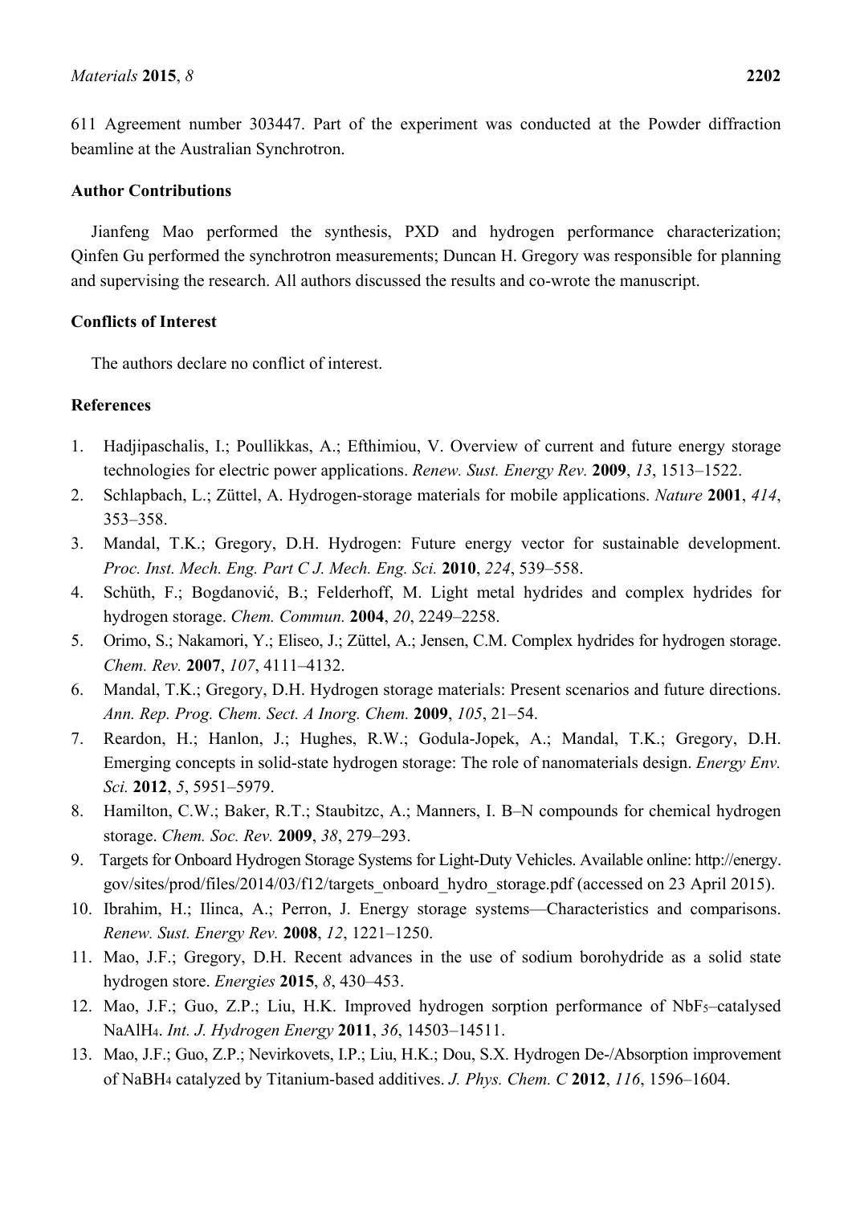611 Agreement number 303447. Part of the experiment was conducted at the Powder diffraction beamline at the Australian Synchrotron.

## Author Contributions

Jianfeng Mao performed the synthesis, PXD and hydrogen performance characterization; Qinfen Gu performed the synchrotron measurements; Duncan H. Gregory was responsible for planning and supervising the research. All authors discussed the results and co-wrote the manuscript.

## Conflicts of Interest

The authors declare no conflict of interest.

## References

1. Hadjipaschalis, I.; Poullikkas, A.; Efthimiou, V. Overview of current and future energy storage technologies for electric power applications. *Renew. Sust. Energy Rev.* **2009**, *13*, 1513–1522.
2. Schlapbach, L.; Züttel, A. Hydrogen-storage materials for mobile applications. *Nature* **2001**, *414*, 353–358.
3. Mandal, T.K.; Gregory, D.H. Hydrogen: Future energy vector for sustainable development. *Proc. Inst. Mech. Eng. Part C J. Mech. Eng. Sci.* **2010**, *224*, 539–558.
4. Schüth, F.; Bogdanović, B.; Felderhoff, M. Light metal hydrides and complex hydrides for hydrogen storage. *Chem. Commun.* **2004**, *20*, 2249–2258.
5. Orimo, S.; Nakamori, Y.; Eliseo, J.; Züttel, A.; Jensen, C.M. Complex hydrides for hydrogen storage. *Chem. Rev.* **2007**, *107*, 4111–4132.
6. Mandal, T.K.; Gregory, D.H. Hydrogen storage materials: Present scenarios and future directions. *Ann. Rep. Prog. Chem. Sect. A Inorg. Chem.* **2009**, *105*, 21–54.
7. Reardon, H.; Hanlon, J.; Hughes, R.W.; Godula-Jopek, A.; Mandal, T.K.; Gregory, D.H. Emerging concepts in solid-state hydrogen storage: The role of nanomaterials design. *Energy Env. Sci.* **2012**, *5*, 5951–5979.
8. Hamilton, C.W.; Baker, R.T.; Staubitzc, A.; Manners, I. B–N compounds for chemical hydrogen storage. *Chem. Soc. Rev.* **2009**, *38*, 279–293.
9. Targets for Onboard Hydrogen Storage Systems for Light-Duty Vehicles. Available online: http://energy.gov/sites/prod/files/2014/03/f12/targets_onboard_hydro_storage.pdf (accessed on 23 April 2015).
10. Ibrahim, H.; Ilinca, A.; Perron, J. Energy storage systems—Characteristics and comparisons. *Renew. Sust. Energy Rev.* **2008**, *12*, 1221–1250.
11. Mao, J.F.; Gregory, D.H. Recent advances in the use of sodium borohydride as a solid state hydrogen store. *Energies* **2015**, *8*, 430–453.
12. Mao, J.F.; Guo, Z.P.; Liu, H.K. Improved hydrogen sorption performance of $NbF_5$–catalysed $NaAlH_4$. *Int. J. Hydrogen Energy* **2011**, *36*, 14503–14511.
13. Mao, J.F.; Guo, Z.P.; Nevirkovets, I.P.; Liu, H.K.; Dou, S.X. Hydrogen De-/Absorption improvement of $NaBH_4$ catalyzed by Titanium-based additives. *J. Phys. Chem. C* **2012**, *116*, 1596–1604.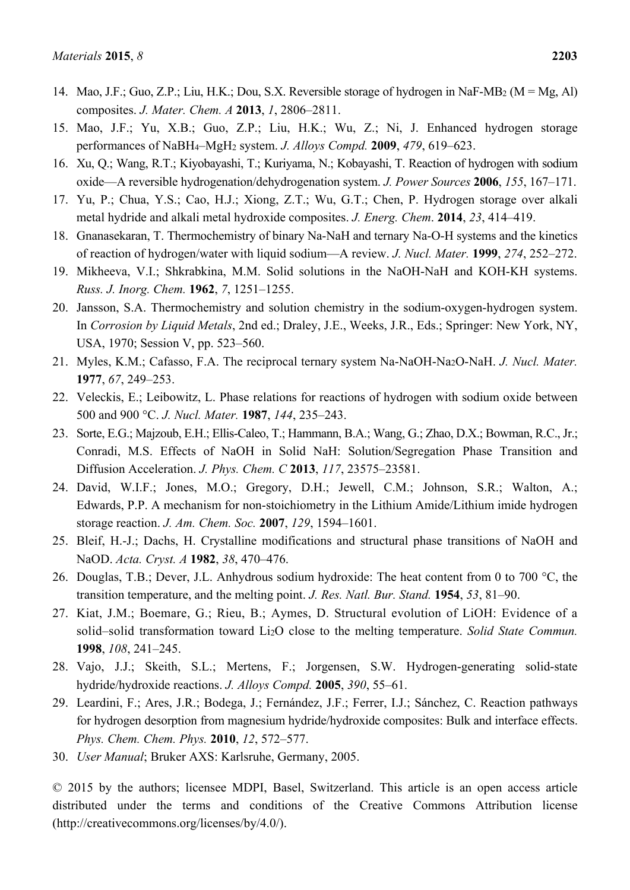14. Mao, J.F.; Guo, Z.P.; Liu, H.K.; Dou, S.X. Reversible storage of hydrogen in NaF-$MB_2$ (M = Mg, Al) composites. *J. Mater. Chem. A* **2013**, *1*, 2806–2811.
15. Mao, J.F.; Yu, X.B.; Guo, Z.P.; Liu, H.K.; Wu, Z.; Ni, J. Enhanced hydrogen storage performances of $NaBH_4$–$MgH_2$ system. *J. Alloys Compd.* **2009**, *479*, 619–623.
16. Xu, Q.; Wang, R.T.; Kiyobayashi, T.; Kuriyama, N.; Kobayashi, T. Reaction of hydrogen with sodium oxide—A reversible hydrogenation/dehydrogenation system. *J. Power Sources* **2006**, *155*, 167–171.
17. Yu, P.; Chua, Y.S.; Cao, H.J.; Xiong, Z.T.; Wu, G.T.; Chen, P. Hydrogen storage over alkali metal hydride and alkali metal hydroxide composites. *J. Energ. Chem*. **2014**, *23*, 414–419.
18. Gnanasekaran, T. Thermochemistry of binary Na-NaH and ternary Na-O-H systems and the kinetics of reaction of hydrogen/water with liquid sodium—A review. *J. Nucl. Mater.* **1999**, *274*, 252–272.
19. Mikheeva, V.I.; Shkrabkina, M.M. Solid solutions in the NaOH-NaH and KOH-KH systems. *Russ. J. Inorg. Chem.* **1962**, *7*, 1251–1255.
20. Jansson, S.A. Thermochemistry and solution chemistry in the sodium-oxygen-hydrogen system. In *Corrosion by Liquid Metals*, 2nd ed.; Draley, J.E., Weeks, J.R., Eds.; Springer: New York, NY, USA, 1970; Session V, pp. 523–560.
21. Myles, K.M.; Cafasso, F.A. The reciprocal ternary system Na-NaOH-$Na_2O$-NaH. *J. Nucl. Mater.* **1977**, *67*, 249–253.
22. Veleckis, E.; Leibowitz, L. Phase relations for reactions of hydrogen with sodium oxide between 500 and 900 °C. *J. Nucl. Mater.* **1987**, *144*, 235–243.
23. Sorte, E.G.; Majzoub, E.H.; Ellis-Caleo, T.; Hammann, B.A.; Wang, G.; Zhao, D.X.; Bowman, R.C., Jr.; Conradi, M.S. Effects of NaOH in Solid NaH: Solution/Segregation Phase Transition and Diffusion Acceleration. *J. Phys. Chem. C* **2013**, *117*, 23575–23581.
24. David, W.I.F.; Jones, M.O.; Gregory, D.H.; Jewell, C.M.; Johnson, S.R.; Walton, A.; Edwards, P.P. A mechanism for non-stoichiometry in the Lithium Amide/Lithium imide hydrogen storage reaction. *J. Am. Chem. Soc.* **2007**, *129*, 1594–1601.
25. Bleif, H.-J.; Dachs, H. Crystalline modifications and structural phase transitions of NaOH and NaOD. *Acta. Cryst. A* **1982**, *38*, 470–476.
26. Douglas, T.B.; Dever, J.L. Anhydrous sodium hydroxide: The heat content from 0 to 700 °C, the transition temperature, and the melting point. *J. Res. Natl. Bur. Stand.* **1954**, *53*, 81–90.
27. Kiat, J.M.; Boemare, G.; Rieu, B.; Aymes, D. Structural evolution of LiOH: Evidence of a solid–solid transformation toward $Li_2O$ close to the melting temperature. *Solid State Commun.* **1998**, *108*, 241–245.
28. Vajo, J.J.; Skeith, S.L.; Mertens, F.; Jorgensen, S.W. Hydrogen-generating solid-state hydride/hydroxide reactions. *J. Alloys Compd.* **2005**, *390*, 55–61.
29. Leardini, F.; Ares, J.R.; Bodega, J.; Fernández, J.F.; Ferrer, I.J.; Sánchez, C. Reaction pathways for hydrogen desorption from magnesium hydride/hydroxide composites: Bulk and interface effects. *Phys. Chem. Chem. Phys.* **2010**, *12*, 572–577.
30. *User Manual*; Bruker AXS: Karlsruhe, Germany, 2005.

© 2015 by the authors; licensee MDPI, Basel, Switzerland. This article is an open access article distributed under the terms and conditions of the Creative Commons Attribution license (http://creativecommons.org/licenses/by/4.0/).